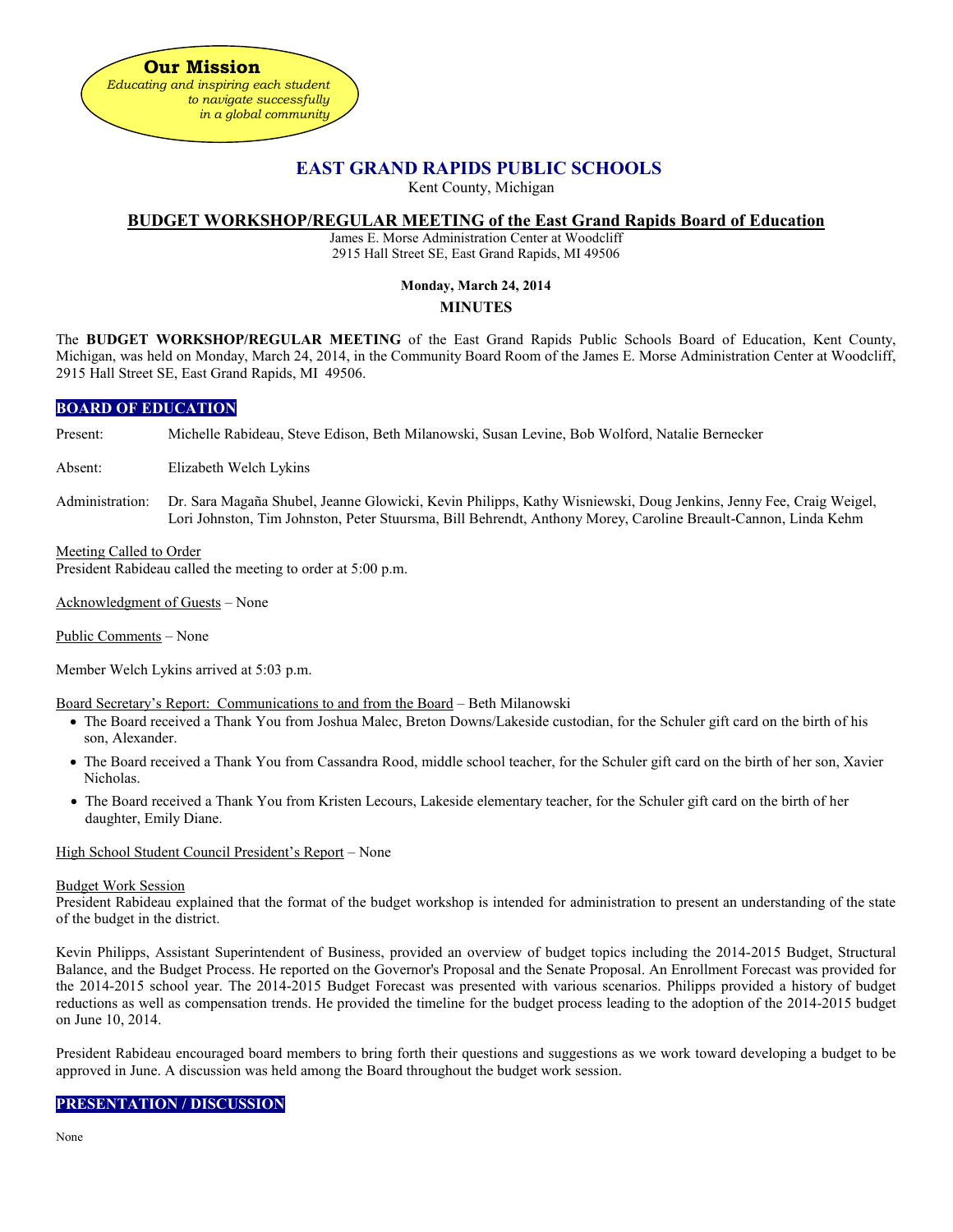**Our Mission**
*Educating and inspiring each student to navigate successfully in a global community*

# EAST GRAND RAPIDS PUBLIC SCHOOLS

Kent County, Michigan

## BUDGET WORKSHOP/REGULAR MEETING of the East Grand Rapids Board of Education

James E. Morse Administration Center at Woodcliff
2915 Hall Street SE, East Grand Rapids, MI 49506

**Monday, March 24, 2014**

**MINUTES**

The **BUDGET WORKSHOP/REGULAR MEETING** of the East Grand Rapids Public Schools Board of Education, Kent County, Michigan, was held on Monday, March 24, 2014, in the Community Board Room of the James E. Morse Administration Center at Woodcliff, 2915 Hall Street SE, East Grand Rapids, MI 49506.

### BOARD OF EDUCATION

Present: Michelle Rabideau, Steve Edison, Beth Milanowski, Susan Levine, Bob Wolford, Natalie Bernecker

Absent: Elizabeth Welch Lykins

Administration: Dr. Sara Magaña Shubel, Jeanne Glowicki, Kevin Philipps, Kathy Wisniewski, Doug Jenkins, Jenny Fee, Craig Weigel, Lori Johnston, Tim Johnston, Peter Stuursma, Bill Behrendt, Anthony Morey, Caroline Breault-Cannon, Linda Kehm

Meeting Called to Order
President Rabideau called the meeting to order at 5:00 p.m.

Acknowledgment of Guests – None

Public Comments – None

Member Welch Lykins arrived at 5:03 p.m.

Board Secretary's Report: Communications to and from the Board – Beth Milanowski

- The Board received a Thank You from Joshua Malec, Breton Downs/Lakeside custodian, for the Schuler gift card on the birth of his son, Alexander.
- The Board received a Thank You from Cassandra Rood, middle school teacher, for the Schuler gift card on the birth of her son, Xavier Nicholas.
- The Board received a Thank You from Kristen Lecours, Lakeside elementary teacher, for the Schuler gift card on the birth of her daughter, Emily Diane.

High School Student Council President's Report – None

Budget Work Session
President Rabideau explained that the format of the budget workshop is intended for administration to present an understanding of the state of the budget in the district.

Kevin Philipps, Assistant Superintendent of Business, provided an overview of budget topics including the 2014-2015 Budget, Structural Balance, and the Budget Process. He reported on the Governor's Proposal and the Senate Proposal. An Enrollment Forecast was provided for the 2014-2015 school year. The 2014-2015 Budget Forecast was presented with various scenarios. Philipps provided a history of budget reductions as well as compensation trends. He provided the timeline for the budget process leading to the adoption of the 2014-2015 budget on June 10, 2014.

President Rabideau encouraged board members to bring forth their questions and suggestions as we work toward developing a budget to be approved in June. A discussion was held among the Board throughout the budget work session.

### PRESENTATION / DISCUSSION

None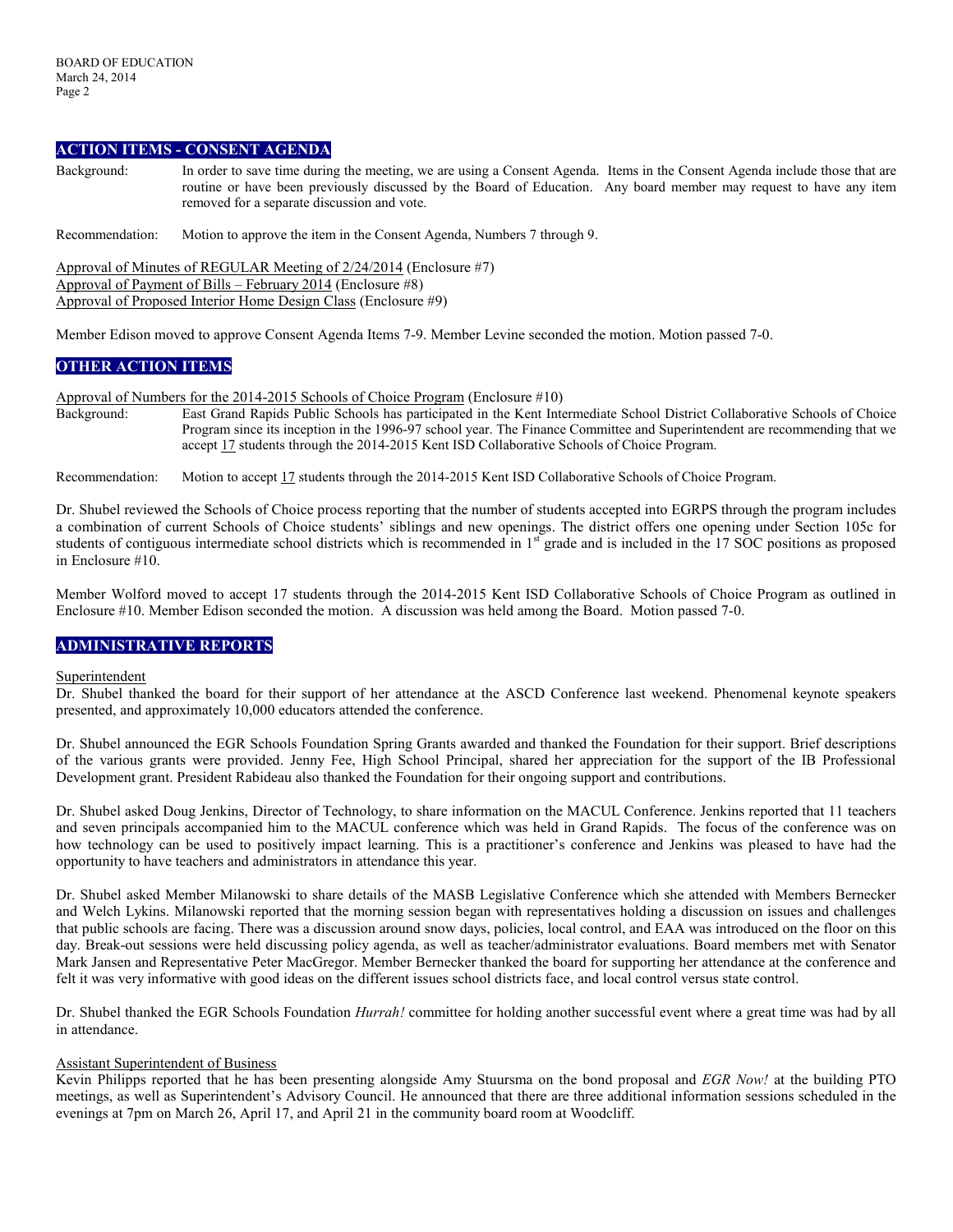## ACTION ITEMS - CONSENT AGENDA

Background: In order to save time during the meeting, we are using a Consent Agenda. Items in the Consent Agenda include those that are routine or have been previously discussed by the Board of Education. Any board member may request to have any item removed for a separate discussion and vote.

Recommendation: Motion to approve the item in the Consent Agenda, Numbers 7 through 9.

Approval of Minutes of REGULAR Meeting of 2/24/2014 (Enclosure #7)
Approval of Payment of Bills – February 2014 (Enclosure #8)
Approval of Proposed Interior Home Design Class (Enclosure #9)

Member Edison moved to approve Consent Agenda Items 7-9. Member Levine seconded the motion. Motion passed 7-0.

## OTHER ACTION ITEMS

Approval of Numbers for the 2014-2015 Schools of Choice Program (Enclosure #10)

Background: East Grand Rapids Public Schools has participated in the Kent Intermediate School District Collaborative Schools of Choice Program since its inception in the 1996-97 school year. The Finance Committee and Superintendent are recommending that we accept 17 students through the 2014-2015 Kent ISD Collaborative Schools of Choice Program.

Recommendation: Motion to accept 17 students through the 2014-2015 Kent ISD Collaborative Schools of Choice Program.

Dr. Shubel reviewed the Schools of Choice process reporting that the number of students accepted into EGRPS through the program includes a combination of current Schools of Choice students' siblings and new openings. The district offers one opening under Section 105c for students of contiguous intermediate school districts which is recommended in 1st grade and is included in the 17 SOC positions as proposed in Enclosure #10.

Member Wolford moved to accept 17 students through the 2014-2015 Kent ISD Collaborative Schools of Choice Program as outlined in Enclosure #10. Member Edison seconded the motion. A discussion was held among the Board. Motion passed 7-0.

## ADMINISTRATIVE REPORTS

Superintendent

Dr. Shubel thanked the board for their support of her attendance at the ASCD Conference last weekend. Phenomenal keynote speakers presented, and approximately 10,000 educators attended the conference.

Dr. Shubel announced the EGR Schools Foundation Spring Grants awarded and thanked the Foundation for their support. Brief descriptions of the various grants were provided. Jenny Fee, High School Principal, shared her appreciation for the support of the IB Professional Development grant. President Rabideau also thanked the Foundation for their ongoing support and contributions.

Dr. Shubel asked Doug Jenkins, Director of Technology, to share information on the MACUL Conference. Jenkins reported that 11 teachers and seven principals accompanied him to the MACUL conference which was held in Grand Rapids. The focus of the conference was on how technology can be used to positively impact learning. This is a practitioner's conference and Jenkins was pleased to have had the opportunity to have teachers and administrators in attendance this year.

Dr. Shubel asked Member Milanowski to share details of the MASB Legislative Conference which she attended with Members Bernecker and Welch Lykins. Milanowski reported that the morning session began with representatives holding a discussion on issues and challenges that public schools are facing. There was a discussion around snow days, policies, local control, and EAA was introduced on the floor on this day. Break-out sessions were held discussing policy agenda, as well as teacher/administrator evaluations. Board members met with Senator Mark Jansen and Representative Peter MacGregor. Member Bernecker thanked the board for supporting her attendance at the conference and felt it was very informative with good ideas on the different issues school districts face, and local control versus state control.

Dr. Shubel thanked the EGR Schools Foundation *Hurrah!* committee for holding another successful event where a great time was had by all in attendance.

Assistant Superintendent of Business

Kevin Philipps reported that he has been presenting alongside Amy Stuursma on the bond proposal and *EGR Now!* at the building PTO meetings, as well as Superintendent's Advisory Council. He announced that there are three additional information sessions scheduled in the evenings at 7pm on March 26, April 17, and April 21 in the community board room at Woodcliff.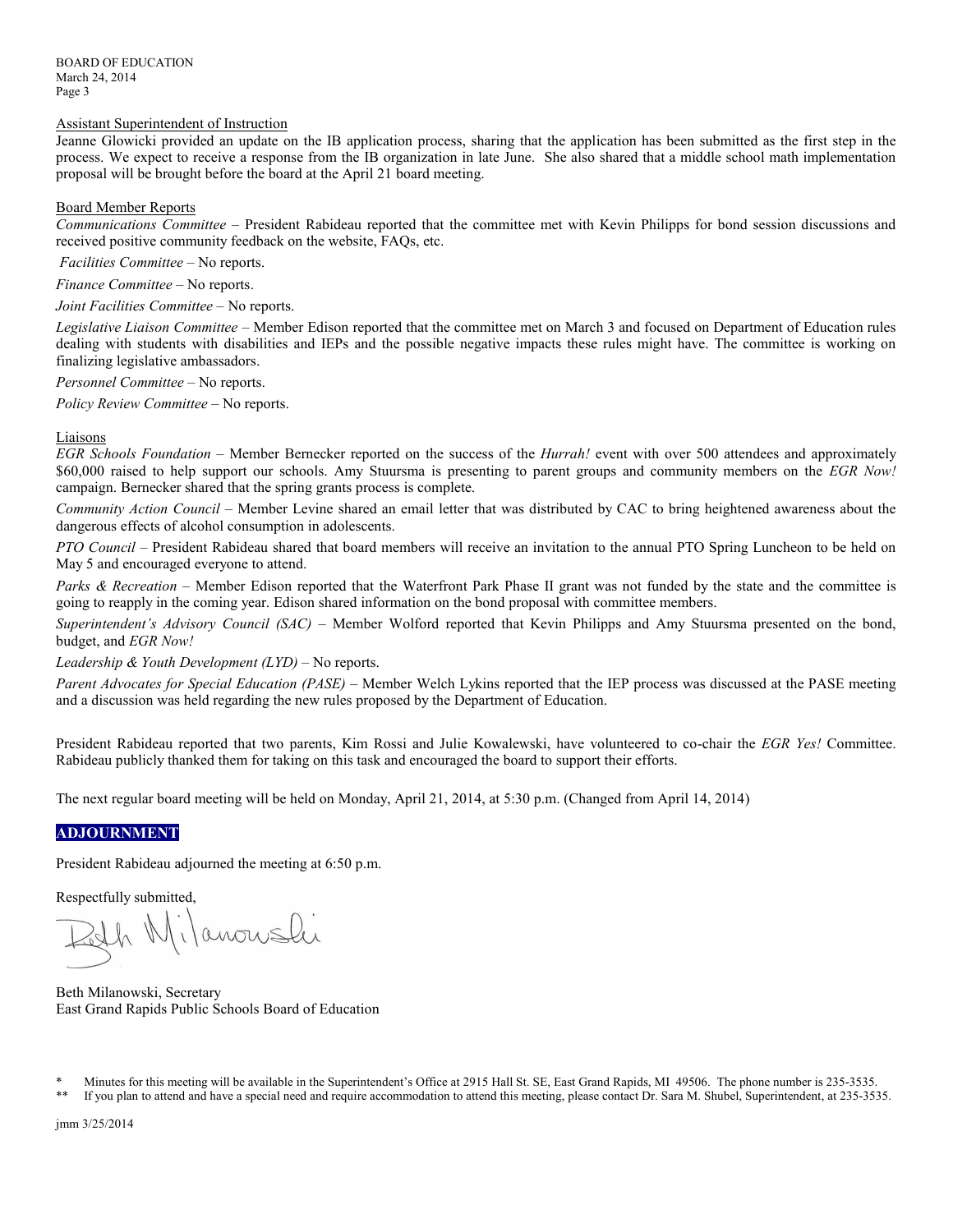Assistant Superintendent of Instruction

Jeanne Glowicki provided an update on the IB application process, sharing that the application has been submitted as the first step in the process. We expect to receive a response from the IB organization in late June. She also shared that a middle school math implementation proposal will be brought before the board at the April 21 board meeting.

Board Member Reports

*Communications Committee* – President Rabideau reported that the committee met with Kevin Philipps for bond session discussions and received positive community feedback on the website, FAQs, etc.

*Facilities Committee* – No reports.

*Finance Committee* – No reports.

*Joint Facilities Committee* – No reports.

*Legislative Liaison Committee* – Member Edison reported that the committee met on March 3 and focused on Department of Education rules dealing with students with disabilities and IEPs and the possible negative impacts these rules might have. The committee is working on finalizing legislative ambassadors.

*Personnel Committee* – No reports.

*Policy Review Committee* – No reports.

Liaisons

*EGR Schools Foundation* – Member Bernecker reported on the success of the *Hurrah!* event with over 500 attendees and approximately $60,000 raised to help support our schools. Amy Stuursma is presenting to parent groups and community members on the *EGR Now!* campaign. Bernecker shared that the spring grants process is complete.

*Community Action Council* – Member Levine shared an email letter that was distributed by CAC to bring heightened awareness about the dangerous effects of alcohol consumption in adolescents.

*PTO Council* – President Rabideau shared that board members will receive an invitation to the annual PTO Spring Luncheon to be held on May 5 and encouraged everyone to attend.

*Parks & Recreation* – Member Edison reported that the Waterfront Park Phase II grant was not funded by the state and the committee is going to reapply in the coming year. Edison shared information on the bond proposal with committee members.

*Superintendent's Advisory Council (SAC)* – Member Wolford reported that Kevin Philipps and Amy Stuursma presented on the bond, budget, and *EGR Now!*

*Leadership & Youth Development (LYD)* – No reports.

*Parent Advocates for Special Education (PASE)* – Member Welch Lykins reported that the IEP process was discussed at the PASE meeting and a discussion was held regarding the new rules proposed by the Department of Education.

President Rabideau reported that two parents, Kim Rossi and Julie Kowalewski, have volunteered to co-chair the *EGR Yes!* Committee. Rabideau publicly thanked them for taking on this task and encouraged the board to support their efforts.

The next regular board meeting will be held on Monday, April 21, 2014, at 5:30 p.m. (Changed from April 14, 2014)

## ADJOURNMENT

President Rabideau adjourned the meeting at 6:50 p.m.

Respectfully submitted,

Beth Milanowski

Beth Milanowski, Secretary
East Grand Rapids Public Schools Board of Education

\* Minutes for this meeting will be available in the Superintendent's Office at 2915 Hall St. SE, East Grand Rapids, MI 49506. The phone number is 235-3535.

\*\* If you plan to attend and have a special need and require accommodation to attend this meeting, please contact Dr. Sara M. Shubel, Superintendent, at 235-3535.

jmm 3/25/2014